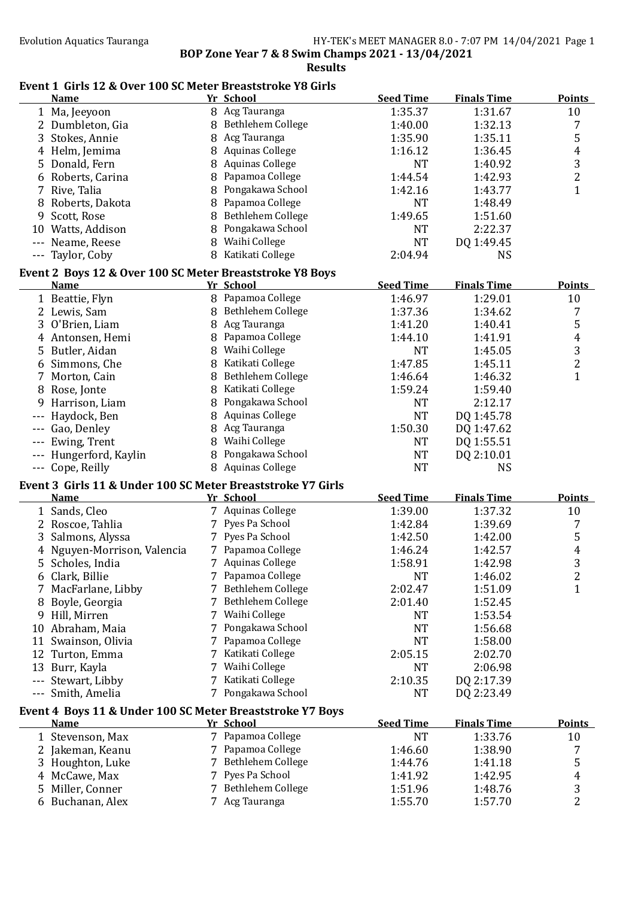BOP Zone Year 7 & 8 Swim Champs 2021 - 13/04/2021

**Results**

### Event 1 Girls 12 & Over 100 SC Meter Breaststroke Y8 Girls

| | Name | Yr | School | Seed Time | Finals Time | Points |
|---|---|---|---|---|---|---|
| 1 | Ma, Jeeyoon | 8 | Acg Tauranga | 1:35.37 | 1:31.67 | 10 |
| 2 | Dumbleton, Gia | 8 | Bethlehem College | 1:40.00 | 1:32.13 | 7 |
| 3 | Stokes, Annie | 8 | Acg Tauranga | 1:35.90 | 1:35.11 | 5 |
| 4 | Helm, Jemima | 8 | Aquinas College | 1:16.12 | 1:36.45 | 4 |
| 5 | Donald, Fern | 8 | Aquinas College | NT | 1:40.92 | 3 |
| 6 | Roberts, Carina | 8 | Papamoa College | 1:44.54 | 1:42.93 | 2 |
| 7 | Rive, Talia | 8 | Pongakawa School | 1:42.16 | 1:43.77 | 1 |
| 8 | Roberts, Dakota | 8 | Papamoa College | NT | 1:48.49 | |
| 9 | Scott, Rose | 8 | Bethlehem College | 1:49.65 | 1:51.60 | |
| 10 | Watts, Addison | 8 | Pongakawa School | NT | 2:22.37 | |
| --- | Neame, Reese | 8 | Waihi College | NT | DQ 1:49.45 | |
| --- | Taylor, Coby | 8 | Katikati College | 2:04.94 | NS | |

### Event 2 Boys 12 & Over 100 SC Meter Breaststroke Y8 Boys

| | Name | Yr | School | Seed Time | Finals Time | Points |
|---|---|---|---|---|---|---|
| 1 | Beattie, Flyn | 8 | Papamoa College | 1:46.97 | 1:29.01 | 10 |
| 2 | Lewis, Sam | 8 | Bethlehem College | 1:37.36 | 1:34.62 | 7 |
| 3 | O'Brien, Liam | 8 | Acg Tauranga | 1:41.20 | 1:40.41 | 5 |
| 4 | Antonsen, Hemi | 8 | Papamoa College | 1:44.10 | 1:41.91 | 4 |
| 5 | Butler, Aidan | 8 | Waihi College | NT | 1:45.05 | 3 |
| 6 | Simmons, Che | 8 | Katikati College | 1:47.85 | 1:45.11 | 2 |
| 7 | Morton, Cain | 8 | Bethlehem College | 1:46.64 | 1:46.32 | 1 |
| 8 | Rose, Jonte | 8 | Katikati College | 1:59.24 | 1:59.40 | |
| 9 | Harrison, Liam | 8 | Pongakawa School | NT | 2:12.17 | |
| --- | Haydock, Ben | 8 | Aquinas College | NT | DQ 1:45.78 | |
| --- | Gao, Denley | 8 | Acg Tauranga | 1:50.30 | DQ 1:47.62 | |
| --- | Ewing, Trent | 8 | Waihi College | NT | DQ 1:55.51 | |
| --- | Hungerford, Kaylin | 8 | Pongakawa School | NT | DQ 2:10.01 | |
| --- | Cope, Reilly | 8 | Aquinas College | NT | NS | |

### Event 3 Girls 11 & Under 100 SC Meter Breaststroke Y7 Girls

| | Name | Yr | School | Seed Time | Finals Time | Points |
|---|---|---|---|---|---|---|
| 1 | Sands, Cleo | 7 | Aquinas College | 1:39.00 | 1:37.32 | 10 |
| 2 | Roscoe, Tahlia | 7 | Pyes Pa School | 1:42.84 | 1:39.69 | 7 |
| 3 | Salmons, Alyssa | 7 | Pyes Pa School | 1:42.50 | 1:42.00 | 5 |
| 4 | Nguyen-Morrison, Valencia | 7 | Papamoa College | 1:46.24 | 1:42.57 | 4 |
| 5 | Scholes, India | 7 | Aquinas College | 1:58.91 | 1:42.98 | 3 |
| 6 | Clark, Billie | 7 | Papamoa College | NT | 1:46.02 | 2 |
| 7 | MacFarlane, Libby | 7 | Bethlehem College | 2:02.47 | 1:51.09 | 1 |
| 8 | Boyle, Georgia | 7 | Bethlehem College | 2:01.40 | 1:52.45 | |
| 9 | Hill, Mirren | 7 | Waihi College | NT | 1:53.54 | |
| 10 | Abraham, Maia | 7 | Pongakawa School | NT | 1:56.68 | |
| 11 | Swainson, Olivia | 7 | Papamoa College | NT | 1:58.00 | |
| 12 | Turton, Emma | 7 | Katikati College | 2:05.15 | 2:02.70 | |
| 13 | Burr, Kayla | 7 | Waihi College | NT | 2:06.98 | |
| --- | Stewart, Libby | 7 | Katikati College | 2:10.35 | DQ 2:17.39 | |
| --- | Smith, Amelia | 7 | Pongakawa School | NT | DQ 2:23.49 | |

### Event 4 Boys 11 & Under 100 SC Meter Breaststroke Y7 Boys

| | Name | Yr | School | Seed Time | Finals Time | Points |
|---|---|---|---|---|---|---|
| 1 | Stevenson, Max | 7 | Papamoa College | NT | 1:33.76 | 10 |
| 2 | Jakeman, Keanu | 7 | Papamoa College | 1:46.60 | 1:38.90 | 7 |
| 3 | Houghton, Luke | 7 | Bethlehem College | 1:44.76 | 1:41.18 | 5 |
| 4 | McCawe, Max | 7 | Pyes Pa School | 1:41.92 | 1:42.95 | 4 |
| 5 | Miller, Conner | 7 | Bethlehem College | 1:51.96 | 1:48.76 | 3 |
| 6 | Buchanan, Alex | 7 | Acg Tauranga | 1:55.70 | 1:57.70 | 2 |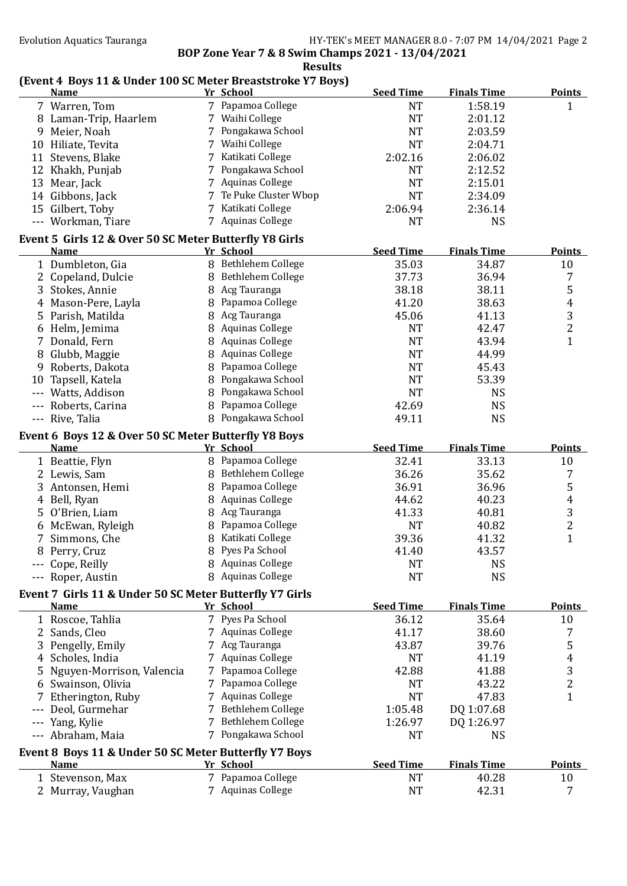BOP Zone Year 7 & 8 Swim Champs 2021 - 13/04/2021

Results

### (Event 4 Boys 11 & Under 100 SC Meter Breaststroke Y7 Boys)

| | Name | Yr | School | Seed Time | Finals Time | Points |
|---|---|---|---|---|---|---|
| 7 | Warren, Tom | 7 | Papamoa College | NT | 1:58.19 | 1 |
| 8 | Laman-Trip, Haarlem | 7 | Waihi College | NT | 2:01.12 | |
| 9 | Meier, Noah | 7 | Pongakawa School | NT | 2:03.59 | |
| 10 | Hiliate, Tevita | 7 | Waihi College | NT | 2:04.71 | |
| 11 | Stevens, Blake | 7 | Katikati College | 2:02.16 | 2:06.02 | |
| 12 | Khakh, Punjab | 7 | Pongakawa School | NT | 2:12.52 | |
| 13 | Mear, Jack | 7 | Aquinas College | NT | 2:15.01 | |
| 14 | Gibbons, Jack | 7 | Te Puke Cluster Wbop | NT | 2:34.09 | |
| 15 | Gilbert, Toby | 7 | Katikati College | 2:06.94 | 2:36.14 | |
| --- | Workman, Tiare | 7 | Aquinas College | NT | NS | |

### Event 5 Girls 12 & Over 50 SC Meter Butterfly Y8 Girls

| | Name | Yr | School | Seed Time | Finals Time | Points |
|---|---|---|---|---|---|---|
| 1 | Dumbleton, Gia | 8 | Bethlehem College | 35.03 | 34.87 | 10 |
| 2 | Copeland, Dulcie | 8 | Bethlehem College | 37.73 | 36.94 | 7 |
| 3 | Stokes, Annie | 8 | Acg Tauranga | 38.18 | 38.11 | 5 |
| 4 | Mason-Pere, Layla | 8 | Papamoa College | 41.20 | 38.63 | 4 |
| 5 | Parish, Matilda | 8 | Acg Tauranga | 45.06 | 41.13 | 3 |
| 6 | Helm, Jemima | 8 | Aquinas College | NT | 42.47 | 2 |
| 7 | Donald, Fern | 8 | Aquinas College | NT | 43.94 | 1 |
| 8 | Glubb, Maggie | 8 | Aquinas College | NT | 44.99 | |
| 9 | Roberts, Dakota | 8 | Papamoa College | NT | 45.43 | |
| 10 | Tapsell, Katela | 8 | Pongakawa School | NT | 53.39 | |
| --- | Watts, Addison | 8 | Pongakawa School | NT | NS | |
| --- | Roberts, Carina | 8 | Papamoa College | 42.69 | NS | |
| --- | Rive, Talia | 8 | Pongakawa School | 49.11 | NS | |

### Event 6 Boys 12 & Over 50 SC Meter Butterfly Y8 Boys

| | Name | Yr | School | Seed Time | Finals Time | Points |
|---|---|---|---|---|---|---|
| 1 | Beattie, Flyn | 8 | Papamoa College | 32.41 | 33.13 | 10 |
| 2 | Lewis, Sam | 8 | Bethlehem College | 36.26 | 35.62 | 7 |
| 3 | Antonsen, Hemi | 8 | Papamoa College | 36.91 | 36.96 | 5 |
| 4 | Bell, Ryan | 8 | Aquinas College | 44.62 | 40.23 | 4 |
| 5 | O'Brien, Liam | 8 | Acg Tauranga | 41.33 | 40.81 | 3 |
| 6 | McEwan, Ryleigh | 8 | Papamoa College | NT | 40.82 | 2 |
| 7 | Simmons, Che | 8 | Katikati College | 39.36 | 41.32 | 1 |
| 8 | Perry, Cruz | 8 | Pyes Pa School | 41.40 | 43.57 | |
| --- | Cope, Reilly | 8 | Aquinas College | NT | NS | |
| --- | Roper, Austin | 8 | Aquinas College | NT | NS | |

### Event 7 Girls 11 & Under 50 SC Meter Butterfly Y7 Girls

| | Name | Yr | School | Seed Time | Finals Time | Points |
|---|---|---|---|---|---|---|
| 1 | Roscoe, Tahlia | 7 | Pyes Pa School | 36.12 | 35.64 | 10 |
| 2 | Sands, Cleo | 7 | Aquinas College | 41.17 | 38.60 | 7 |
| 3 | Pengelly, Emily | 7 | Acg Tauranga | 43.87 | 39.76 | 5 |
| 4 | Scholes, India | 7 | Aquinas College | NT | 41.19 | 4 |
| 5 | Nguyen-Morrison, Valencia | 7 | Papamoa College | 42.88 | 41.88 | 3 |
| 6 | Swainson, Olivia | 7 | Papamoa College | NT | 43.22 | 2 |
| 7 | Etherington, Ruby | 7 | Aquinas College | NT | 47.83 | 1 |
| --- | Deol, Gurmehar | 7 | Bethlehem College | 1:05.48 | DQ 1:07.68 | |
| --- | Yang, Kylie | 7 | Bethlehem College | 1:26.97 | DQ 1:26.97 | |
| --- | Abraham, Maia | 7 | Pongakawa School | NT | NS | |

### Event 8 Boys 11 & Under 50 SC Meter Butterfly Y7 Boys

| | Name | Yr | School | Seed Time | Finals Time | Points |
|---|---|---|---|---|---|---|
| 1 | Stevenson, Max | 7 | Papamoa College | NT | 40.28 | 10 |
| 2 | Murray, Vaughan | 7 | Aquinas College | NT | 42.31 | 7 |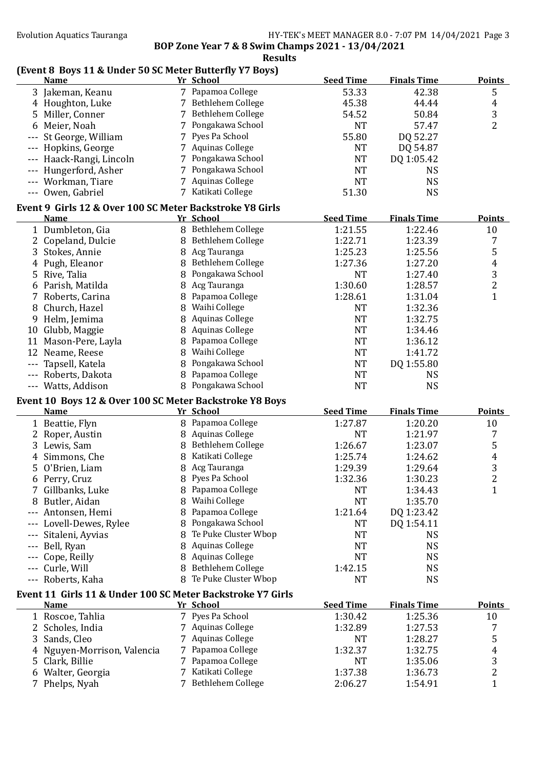**BOP Zone Year 7 & 8 Swim Champs 2021 - 13/04/2021**

**Results**

### (Event 8 Boys 11 & Under 50 SC Meter Butterfly Y7 Boys)

| | Name | Yr | School | Seed Time | Finals Time | Points |
|---|---|---|---|---|---|---|
| 3 | Jakeman, Keanu | 7 | Papamoa College | 53.33 | 42.38 | 5 |
| 4 | Houghton, Luke | 7 | Bethlehem College | 45.38 | 44.44 | 4 |
| 5 | Miller, Conner | 7 | Bethlehem College | 54.52 | 50.84 | 3 |
| 6 | Meier, Noah | 7 | Pongakawa School | NT | 57.47 | 2 |
| --- | St George, William | 7 | Pyes Pa School | 55.80 | DQ 52.27 | |
| --- | Hopkins, George | 7 | Aquinas College | NT | DQ 54.87 | |
| --- | Haack-Rangi, Lincoln | 7 | Pongakawa School | NT | DQ 1:05.42 | |
| --- | Hungerford, Asher | 7 | Pongakawa School | NT | NS | |
| --- | Workman, Tiare | 7 | Aquinas College | NT | NS | |
| --- | Owen, Gabriel | 7 | Katikati College | 51.30 | NS | |

### Event 9 Girls 12 & Over 100 SC Meter Backstroke Y8 Girls

| | Name | Yr | School | Seed Time | Finals Time | Points |
|---|---|---|---|---|---|---|
| 1 | Dumbleton, Gia | 8 | Bethlehem College | 1:21.55 | 1:22.46 | 10 |
| 2 | Copeland, Dulcie | 8 | Bethlehem College | 1:22.71 | 1:23.39 | 7 |
| 3 | Stokes, Annie | 8 | Acg Tauranga | 1:25.23 | 1:25.56 | 5 |
| 4 | Pugh, Eleanor | 8 | Bethlehem College | 1:27.36 | 1:27.20 | 4 |
| 5 | Rive, Talia | 8 | Pongakawa School | NT | 1:27.40 | 3 |
| 6 | Parish, Matilda | 8 | Acg Tauranga | 1:30.60 | 1:28.57 | 2 |
| 7 | Roberts, Carina | 8 | Papamoa College | 1:28.61 | 1:31.04 | 1 |
| 8 | Church, Hazel | 8 | Waihi College | NT | 1:32.36 | |
| 9 | Helm, Jemima | 8 | Aquinas College | NT | 1:32.75 | |
| 10 | Glubb, Maggie | 8 | Aquinas College | NT | 1:34.46 | |
| 11 | Mason-Pere, Layla | 8 | Papamoa College | NT | 1:36.12 | |
| 12 | Neame, Reese | 8 | Waihi College | NT | 1:41.72 | |
| --- | Tapsell, Katela | 8 | Pongakawa School | NT | DQ 1:55.80 | |
| --- | Roberts, Dakota | 8 | Papamoa College | NT | NS | |
| --- | Watts, Addison | 8 | Pongakawa School | NT | NS | |

### Event 10 Boys 12 & Over 100 SC Meter Backstroke Y8 Boys

| | Name | Yr | School | Seed Time | Finals Time | Points |
|---|---|---|---|---|---|---|
| 1 | Beattie, Flyn | 8 | Papamoa College | 1:27.87 | 1:20.20 | 10 |
| 2 | Roper, Austin | 8 | Aquinas College | NT | 1:21.97 | 7 |
| 3 | Lewis, Sam | 8 | Bethlehem College | 1:26.67 | 1:23.07 | 5 |
| 4 | Simmons, Che | 8 | Katikati College | 1:25.74 | 1:24.62 | 4 |
| 5 | O'Brien, Liam | 8 | Acg Tauranga | 1:29.39 | 1:29.64 | 3 |
| 6 | Perry, Cruz | 8 | Pyes Pa School | 1:32.36 | 1:30.23 | 2 |
| 7 | Gillbanks, Luke | 8 | Papamoa College | NT | 1:34.43 | 1 |
| 8 | Butler, Aidan | 8 | Waihi College | NT | 1:35.70 | |
| --- | Antonsen, Hemi | 8 | Papamoa College | 1:21.64 | DQ 1:23.42 | |
| --- | Lovell-Dewes, Rylee | 8 | Pongakawa School | NT | DQ 1:54.11 | |
| --- | Sitaleni, Ayvias | 8 | Te Puke Cluster Wbop | NT | NS | |
| --- | Bell, Ryan | 8 | Aquinas College | NT | NS | |
| --- | Cope, Reilly | 8 | Aquinas College | NT | NS | |
| --- | Curle, Will | 8 | Bethlehem College | 1:42.15 | NS | |
| --- | Roberts, Kaha | 8 | Te Puke Cluster Wbop | NT | NS | |

### Event 11 Girls 11 & Under 100 SC Meter Backstroke Y7 Girls

| | Name | Yr | School | Seed Time | Finals Time | Points |
|---|---|---|---|---|---|---|
| 1 | Roscoe, Tahlia | 7 | Pyes Pa School | 1:30.42 | 1:25.36 | 10 |
| 2 | Scholes, India | 7 | Aquinas College | 1:32.89 | 1:27.53 | 7 |
| 3 | Sands, Cleo | 7 | Aquinas College | NT | 1:28.27 | 5 |
| 4 | Nguyen-Morrison, Valencia | 7 | Papamoa College | 1:32.37 | 1:32.75 | 4 |
| 5 | Clark, Billie | 7 | Papamoa College | NT | 1:35.06 | 3 |
| 6 | Walter, Georgia | 7 | Katikati College | 1:37.38 | 1:36.73 | 2 |
| 7 | Phelps, Nyah | 7 | Bethlehem College | 2:06.27 | 1:54.91 | 1 |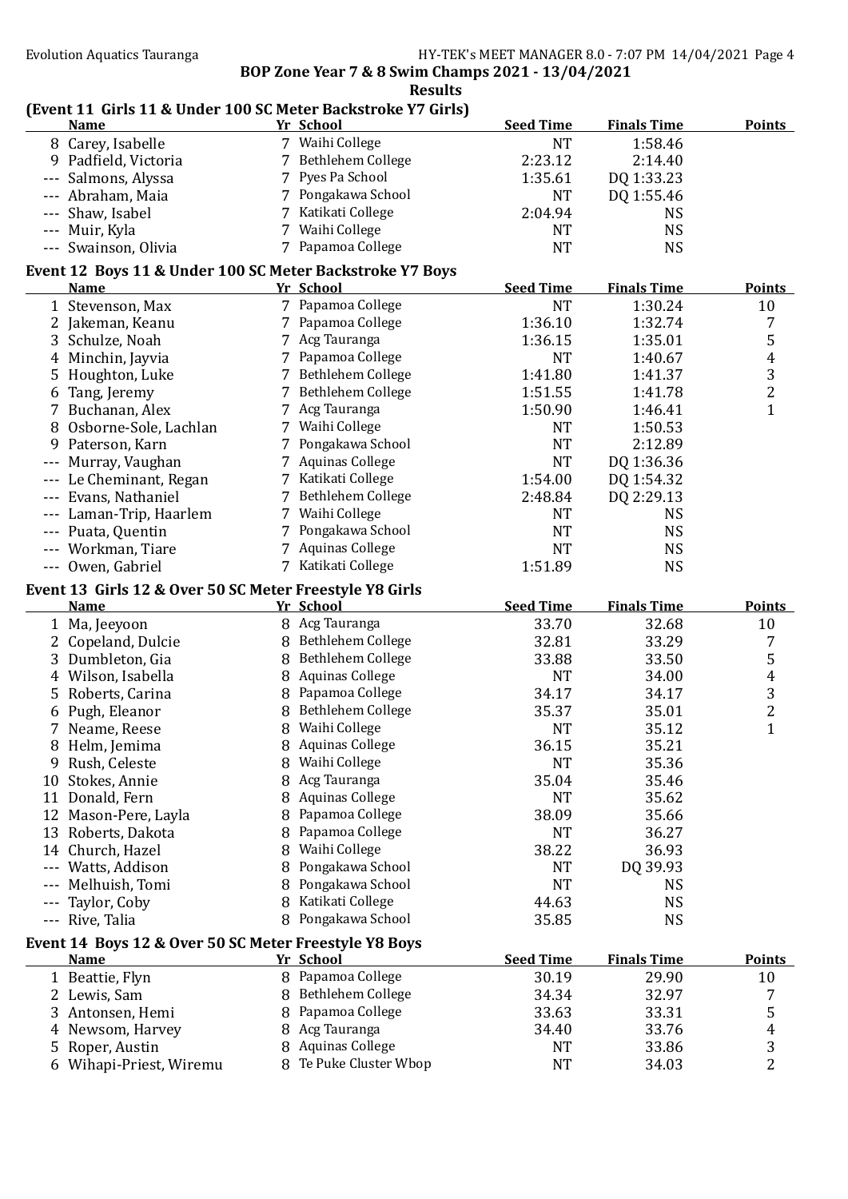BOP Zone Year 7 & 8 Swim Champs 2021 - 13/04/2021

**Results**

### (Event 11 Girls 11 & Under 100 SC Meter Backstroke Y7 Girls)

| | Name | Yr | School | Seed Time | Finals Time | Points |
|---|---|---|---|---|---|---|
| 8 | Carey, Isabelle | 7 | Waihi College | NT | 1:58.46 | |
| 9 | Padfield, Victoria | 7 | Bethlehem College | 2:23.12 | 2:14.40 | |
| --- | Salmons, Alyssa | 7 | Pyes Pa School | 1:35.61 | DQ 1:33.23 | |
| --- | Abraham, Maia | 7 | Pongakawa School | NT | DQ 1:55.46 | |
| --- | Shaw, Isabel | 7 | Katikati College | 2:04.94 | NS | |
| --- | Muir, Kyla | 7 | Waihi College | NT | NS | |
| --- | Swainson, Olivia | 7 | Papamoa College | NT | NS | |

### Event 12 Boys 11 & Under 100 SC Meter Backstroke Y7 Boys

| | Name | Yr | School | Seed Time | Finals Time | Points |
|---|---|---|---|---|---|---|
| 1 | Stevenson, Max | 7 | Papamoa College | NT | 1:30.24 | 10 |
| 2 | Jakeman, Keanu | 7 | Papamoa College | 1:36.10 | 1:32.74 | 7 |
| 3 | Schulze, Noah | 7 | Acg Tauranga | 1:36.15 | 1:35.01 | 5 |
| 4 | Minchin, Jayvia | 7 | Papamoa College | NT | 1:40.67 | 4 |
| 5 | Houghton, Luke | 7 | Bethlehem College | 1:41.80 | 1:41.37 | 3 |
| 6 | Tang, Jeremy | 7 | Bethlehem College | 1:51.55 | 1:41.78 | 2 |
| 7 | Buchanan, Alex | 7 | Acg Tauranga | 1:50.90 | 1:46.41 | 1 |
| 8 | Osborne-Sole, Lachlan | 7 | Waihi College | NT | 1:50.53 | |
| 9 | Paterson, Karn | 7 | Pongakawa School | NT | 2:12.89 | |
| --- | Murray, Vaughan | 7 | Aquinas College | NT | DQ 1:36.36 | |
| --- | Le Cheminant, Regan | 7 | Katikati College | 1:54.00 | DQ 1:54.32 | |
| --- | Evans, Nathaniel | 7 | Bethlehem College | 2:48.84 | DQ 2:29.13 | |
| --- | Laman-Trip, Haarlem | 7 | Waihi College | NT | NS | |
| --- | Puata, Quentin | 7 | Pongakawa School | NT | NS | |
| --- | Workman, Tiare | 7 | Aquinas College | NT | NS | |
| --- | Owen, Gabriel | 7 | Katikati College | 1:51.89 | NS | |

### Event 13 Girls 12 & Over 50 SC Meter Freestyle Y8 Girls

| | Name | Yr | School | Seed Time | Finals Time | Points |
|---|---|---|---|---|---|---|
| 1 | Ma, Jeeyoon | 8 | Acg Tauranga | 33.70 | 32.68 | 10 |
| 2 | Copeland, Dulcie | 8 | Bethlehem College | 32.81 | 33.29 | 7 |
| 3 | Dumbleton, Gia | 8 | Bethlehem College | 33.88 | 33.50 | 5 |
| 4 | Wilson, Isabella | 8 | Aquinas College | NT | 34.00 | 4 |
| 5 | Roberts, Carina | 8 | Papamoa College | 34.17 | 34.17 | 3 |
| 6 | Pugh, Eleanor | 8 | Bethlehem College | 35.37 | 35.01 | 2 |
| 7 | Neame, Reese | 8 | Waihi College | NT | 35.12 | 1 |
| 8 | Helm, Jemima | 8 | Aquinas College | 36.15 | 35.21 | |
| 9 | Rush, Celeste | 8 | Waihi College | NT | 35.36 | |
| 10 | Stokes, Annie | 8 | Acg Tauranga | 35.04 | 35.46 | |
| 11 | Donald, Fern | 8 | Aquinas College | NT | 35.62 | |
| 12 | Mason-Pere, Layla | 8 | Papamoa College | 38.09 | 35.66 | |
| 13 | Roberts, Dakota | 8 | Papamoa College | NT | 36.27 | |
| 14 | Church, Hazel | 8 | Waihi College | 38.22 | 36.93 | |
| --- | Watts, Addison | 8 | Pongakawa School | NT | DQ 39.93 | |
| --- | Melhuish, Tomi | 8 | Pongakawa School | NT | NS | |
| --- | Taylor, Coby | 8 | Katikati College | 44.63 | NS | |
| --- | Rive, Talia | 8 | Pongakawa School | 35.85 | NS | |

### Event 14 Boys 12 & Over 50 SC Meter Freestyle Y8 Boys

| | Name | Yr | School | Seed Time | Finals Time | Points |
|---|---|---|---|---|---|---|
| 1 | Beattie, Flyn | 8 | Papamoa College | 30.19 | 29.90 | 10 |
| 2 | Lewis, Sam | 8 | Bethlehem College | 34.34 | 32.97 | 7 |
| 3 | Antonsen, Hemi | 8 | Papamoa College | 33.63 | 33.31 | 5 |
| 4 | Newsom, Harvey | 8 | Acg Tauranga | 34.40 | 33.76 | 4 |
| 5 | Roper, Austin | 8 | Aquinas College | NT | 33.86 | 3 |
| 6 | Wihapi-Priest, Wiremu | 8 | Te Puke Cluster Wbop | NT | 34.03 | 2 |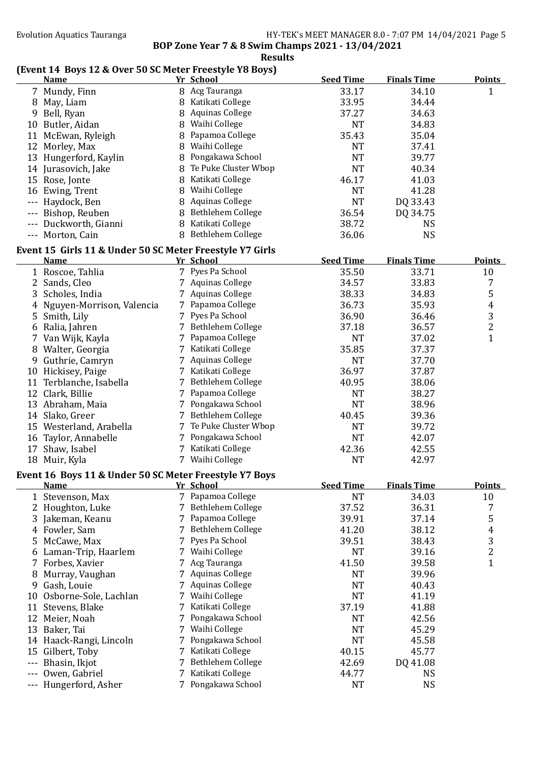BOP Zone Year 7 & 8 Swim Champs 2021 - 13/04/2021

**Results**

## (Event 14 Boys 12 & Over 50 SC Meter Freestyle Y8 Boys)

| | Name | Yr | School | Seed Time | Finals Time | Points |
|---|---|---|---|---|---|---|
| 7 | Mundy, Finn | 8 | Acg Tauranga | 33.17 | 34.10 | 1 |
| 8 | May, Liam | 8 | Katikati College | 33.95 | 34.44 | |
| 9 | Bell, Ryan | 8 | Aquinas College | 37.27 | 34.63 | |
| 10 | Butler, Aidan | 8 | Waihi College | NT | 34.83 | |
| 11 | McEwan, Ryleigh | 8 | Papamoa College | 35.43 | 35.04 | |
| 12 | Morley, Max | 8 | Waihi College | NT | 37.41 | |
| 13 | Hungerford, Kaylin | 8 | Pongakawa School | NT | 39.77 | |
| 14 | Jurasovich, Jake | 8 | Te Puke Cluster Wbop | NT | 40.34 | |
| 15 | Rose, Jonte | 8 | Katikati College | 46.17 | 41.03 | |
| 16 | Ewing, Trent | 8 | Waihi College | NT | 41.28 | |
| --- | Haydock, Ben | 8 | Aquinas College | NT | DQ 33.43 | |
| --- | Bishop, Reuben | 8 | Bethlehem College | 36.54 | DQ 34.75 | |
| --- | Duckworth, Gianni | 8 | Katikati College | 38.72 | NS | |
| --- | Morton, Cain | 8 | Bethlehem College | 36.06 | NS | |

## Event 15 Girls 11 & Under 50 SC Meter Freestyle Y7 Girls

| | Name | Yr | School | Seed Time | Finals Time | Points |
|---|---|---|---|---|---|---|
| 1 | Roscoe, Tahlia | 7 | Pyes Pa School | 35.50 | 33.71 | 10 |
| 2 | Sands, Cleo | 7 | Aquinas College | 34.57 | 33.83 | 7 |
| 3 | Scholes, India | 7 | Aquinas College | 38.33 | 34.83 | 5 |
| 4 | Nguyen-Morrison, Valencia | 7 | Papamoa College | 36.73 | 35.93 | 4 |
| 5 | Smith, Lily | 7 | Pyes Pa School | 36.90 | 36.46 | 3 |
| 6 | Ralia, Jahren | 7 | Bethlehem College | 37.18 | 36.57 | 2 |
| 7 | Van Wijk, Kayla | 7 | Papamoa College | NT | 37.02 | 1 |
| 8 | Walter, Georgia | 7 | Katikati College | 35.85 | 37.37 | |
| 9 | Guthrie, Camryn | 7 | Aquinas College | NT | 37.70 | |
| 10 | Hickisey, Paige | 7 | Katikati College | 36.97 | 37.87 | |
| 11 | Terblanche, Isabella | 7 | Bethlehem College | 40.95 | 38.06 | |
| 12 | Clark, Billie | 7 | Papamoa College | NT | 38.27 | |
| 13 | Abraham, Maia | 7 | Pongakawa School | NT | 38.96 | |
| 14 | Slako, Greer | 7 | Bethlehem College | 40.45 | 39.36 | |
| 15 | Westerland, Arabella | 7 | Te Puke Cluster Wbop | NT | 39.72 | |
| 16 | Taylor, Annabelle | 7 | Pongakawa School | NT | 42.07 | |
| 17 | Shaw, Isabel | 7 | Katikati College | 42.36 | 42.55 | |
| 18 | Muir, Kyla | 7 | Waihi College | NT | 42.97 | |

## Event 16 Boys 11 & Under 50 SC Meter Freestyle Y7 Boys

| | Name | Yr | School | Seed Time | Finals Time | Points |
|---|---|---|---|---|---|---|
| 1 | Stevenson, Max | 7 | Papamoa College | NT | 34.03 | 10 |
| 2 | Houghton, Luke | 7 | Bethlehem College | 37.52 | 36.31 | 7 |
| 3 | Jakeman, Keanu | 7 | Papamoa College | 39.91 | 37.14 | 5 |
| 4 | Fowler, Sam | 7 | Bethlehem College | 41.20 | 38.12 | 4 |
| 5 | McCawe, Max | 7 | Pyes Pa School | 39.51 | 38.43 | 3 |
| 6 | Laman-Trip, Haarlem | 7 | Waihi College | NT | 39.16 | 2 |
| 7 | Forbes, Xavier | 7 | Acg Tauranga | 41.50 | 39.58 | 1 |
| 8 | Murray, Vaughan | 7 | Aquinas College | NT | 39.96 | |
| 9 | Gash, Louie | 7 | Aquinas College | NT | 40.43 | |
| 10 | Osborne-Sole, Lachlan | 7 | Waihi College | NT | 41.19 | |
| 11 | Stevens, Blake | 7 | Katikati College | 37.19 | 41.88 | |
| 12 | Meier, Noah | 7 | Pongakawa School | NT | 42.56 | |
| 13 | Baker, Tai | 7 | Waihi College | NT | 45.29 | |
| 14 | Haack-Rangi, Lincoln | 7 | Pongakawa School | NT | 45.58 | |
| 15 | Gilbert, Toby | 7 | Katikati College | 40.15 | 45.77 | |
| --- | Bhasin, Ikjot | 7 | Bethlehem College | 42.69 | DQ 41.08 | |
| --- | Owen, Gabriel | 7 | Katikati College | 44.77 | NS | |
| --- | Hungerford, Asher | 7 | Pongakawa School | NT | NS | |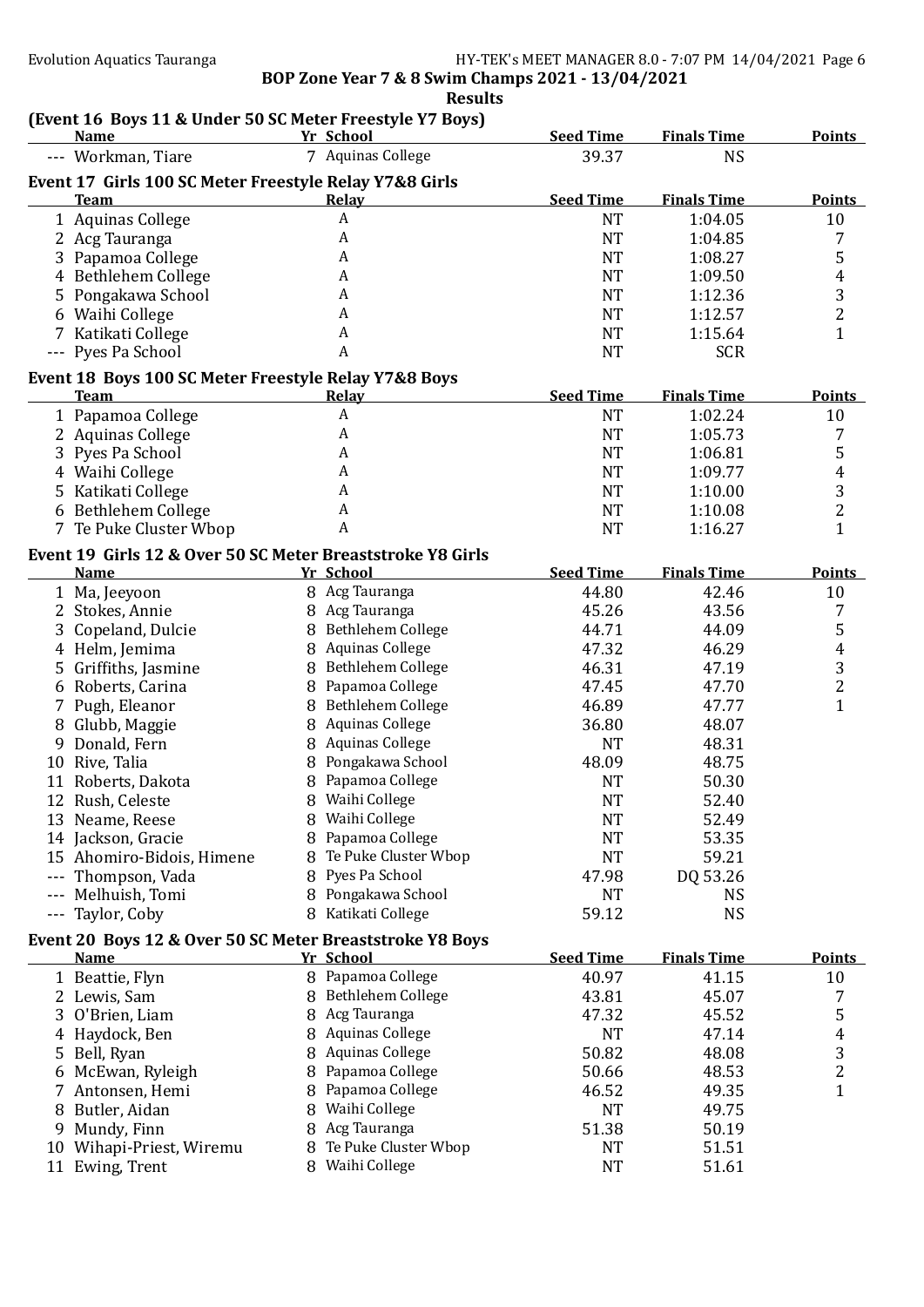**BOP Zone Year 7 & 8 Swim Champs 2021 - 13/04/2021**

**Results**

### (Event 16 Boys 11 & Under 50 SC Meter Freestyle Y7 Boys)

| | Name | Yr | School | Seed Time | Finals Time | Points |
|---|---|---|---|---|---|---|
| --- | Workman, Tiare | 7 | Aquinas College | 39.37 | NS | |

### Event 17 Girls 100 SC Meter Freestyle Relay Y7&8 Girls

| | Team | Relay | Seed Time | Finals Time | Points |
|---|---|---|---|---|---|
| 1 | Aquinas College | A | NT | 1:04.05 | 10 |
| 2 | Acg Tauranga | A | NT | 1:04.85 | 7 |
| 3 | Papamoa College | A | NT | 1:08.27 | 5 |
| 4 | Bethlehem College | A | NT | 1:09.50 | 4 |
| 5 | Pongakawa School | A | NT | 1:12.36 | 3 |
| 6 | Waihi College | A | NT | 1:12.57 | 2 |
| 7 | Katikati College | A | NT | 1:15.64 | 1 |
| --- | Pyes Pa School | A | NT | SCR | |

### Event 18 Boys 100 SC Meter Freestyle Relay Y7&8 Boys

| | Team | Relay | Seed Time | Finals Time | Points |
|---|---|---|---|---|---|
| 1 | Papamoa College | A | NT | 1:02.24 | 10 |
| 2 | Aquinas College | A | NT | 1:05.73 | 7 |
| 3 | Pyes Pa School | A | NT | 1:06.81 | 5 |
| 4 | Waihi College | A | NT | 1:09.77 | 4 |
| 5 | Katikati College | A | NT | 1:10.00 | 3 |
| 6 | Bethlehem College | A | NT | 1:10.08 | 2 |
| 7 | Te Puke Cluster Wbop | A | NT | 1:16.27 | 1 |

### Event 19 Girls 12 & Over 50 SC Meter Breaststroke Y8 Girls

| | Name | Yr | School | Seed Time | Finals Time | Points |
|---|---|---|---|---|---|---|
| 1 | Ma, Jeeyoon | 8 | Acg Tauranga | 44.80 | 42.46 | 10 |
| 2 | Stokes, Annie | 8 | Acg Tauranga | 45.26 | 43.56 | 7 |
| 3 | Copeland, Dulcie | 8 | Bethlehem College | 44.71 | 44.09 | 5 |
| 4 | Helm, Jemima | 8 | Aquinas College | 47.32 | 46.29 | 4 |
| 5 | Griffiths, Jasmine | 8 | Bethlehem College | 46.31 | 47.19 | 3 |
| 6 | Roberts, Carina | 8 | Papamoa College | 47.45 | 47.70 | 2 |
| 7 | Pugh, Eleanor | 8 | Bethlehem College | 46.89 | 47.77 | 1 |
| 8 | Glubb, Maggie | 8 | Aquinas College | 36.80 | 48.07 | |
| 9 | Donald, Fern | 8 | Aquinas College | NT | 48.31 | |
| 10 | Rive, Talia | 8 | Pongakawa School | 48.09 | 48.75 | |
| 11 | Roberts, Dakota | 8 | Papamoa College | NT | 50.30 | |
| 12 | Rush, Celeste | 8 | Waihi College | NT | 52.40 | |
| 13 | Neame, Reese | 8 | Waihi College | NT | 52.49 | |
| 14 | Jackson, Gracie | 8 | Papamoa College | NT | 53.35 | |
| 15 | Ahomiro-Bidois, Himene | 8 | Te Puke Cluster Wbop | NT | 59.21 | |
| --- | Thompson, Vada | 8 | Pyes Pa School | 47.98 | DQ 53.26 | |
| --- | Melhuish, Tomi | 8 | Pongakawa School | NT | NS | |
| --- | Taylor, Coby | 8 | Katikati College | 59.12 | NS | |

### Event 20 Boys 12 & Over 50 SC Meter Breaststroke Y8 Boys

| | Name | Yr | School | Seed Time | Finals Time | Points |
|---|---|---|---|---|---|---|
| 1 | Beattie, Flyn | 8 | Papamoa College | 40.97 | 41.15 | 10 |
| 2 | Lewis, Sam | 8 | Bethlehem College | 43.81 | 45.07 | 7 |
| 3 | O'Brien, Liam | 8 | Acg Tauranga | 47.32 | 45.52 | 5 |
| 4 | Haydock, Ben | 8 | Aquinas College | NT | 47.14 | 4 |
| 5 | Bell, Ryan | 8 | Aquinas College | 50.82 | 48.08 | 3 |
| 6 | McEwan, Ryleigh | 8 | Papamoa College | 50.66 | 48.53 | 2 |
| 7 | Antonsen, Hemi | 8 | Papamoa College | 46.52 | 49.35 | 1 |
| 8 | Butler, Aidan | 8 | Waihi College | NT | 49.75 | |
| 9 | Mundy, Finn | 8 | Acg Tauranga | 51.38 | 50.19 | |
| 10 | Wihapi-Priest, Wiremu | 8 | Te Puke Cluster Wbop | NT | 51.51 | |
| 11 | Ewing, Trent | 8 | Waihi College | NT | 51.61 | |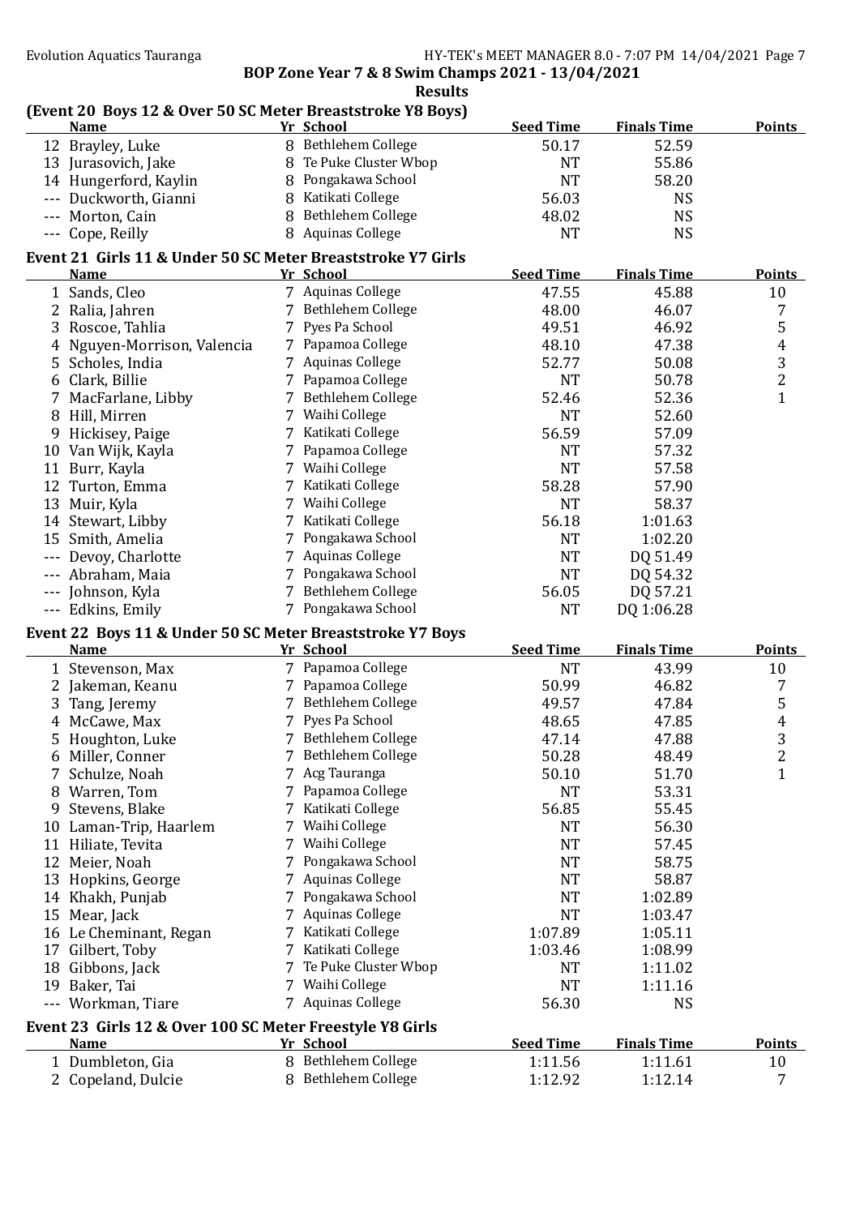**BOP Zone Year 7 & 8 Swim Champs 2021 - 13/04/2021**

**Results**

### (Event 20 Boys 12 & Over 50 SC Meter Breaststroke Y8 Boys)

| | Name | Yr | School | Seed Time | Finals Time | Points |
|---|---|---|---|---|---|---|
| 12 | Brayley, Luke | 8 | Bethlehem College | 50.17 | 52.59 | |
| 13 | Jurasovich, Jake | 8 | Te Puke Cluster Wbop | NT | 55.86 | |
| 14 | Hungerford, Kaylin | 8 | Pongakawa School | NT | 58.20 | |
| --- | Duckworth, Gianni | 8 | Katikati College | 56.03 | NS | |
| --- | Morton, Cain | 8 | Bethlehem College | 48.02 | NS | |
| --- | Cope, Reilly | 8 | Aquinas College | NT | NS | |

### Event 21 Girls 11 & Under 50 SC Meter Breaststroke Y7 Girls

| | Name | Yr | School | Seed Time | Finals Time | Points |
|---|---|---|---|---|---|---|
| 1 | Sands, Cleo | 7 | Aquinas College | 47.55 | 45.88 | 10 |
| 2 | Ralia, Jahren | 7 | Bethlehem College | 48.00 | 46.07 | 7 |
| 3 | Roscoe, Tahlia | 7 | Pyes Pa School | 49.51 | 46.92 | 5 |
| 4 | Nguyen-Morrison, Valencia | 7 | Papamoa College | 48.10 | 47.38 | 4 |
| 5 | Scholes, India | 7 | Aquinas College | 52.77 | 50.08 | 3 |
| 6 | Clark, Billie | 7 | Papamoa College | NT | 50.78 | 2 |
| 7 | MacFarlane, Libby | 7 | Bethlehem College | 52.46 | 52.36 | 1 |
| 8 | Hill, Mirren | 7 | Waihi College | NT | 52.60 | |
| 9 | Hickisey, Paige | 7 | Katikati College | 56.59 | 57.09 | |
| 10 | Van Wijk, Kayla | 7 | Papamoa College | NT | 57.32 | |
| 11 | Burr, Kayla | 7 | Waihi College | NT | 57.58 | |
| 12 | Turton, Emma | 7 | Katikati College | 58.28 | 57.90 | |
| 13 | Muir, Kyla | 7 | Waihi College | NT | 58.37 | |
| 14 | Stewart, Libby | 7 | Katikati College | 56.18 | 1:01.63 | |
| 15 | Smith, Amelia | 7 | Pongakawa School | NT | 1:02.20 | |
| --- | Devoy, Charlotte | 7 | Aquinas College | NT | DQ 51.49 | |
| --- | Abraham, Maia | 7 | Pongakawa School | NT | DQ 54.32 | |
| --- | Johnson, Kyla | 7 | Bethlehem College | 56.05 | DQ 57.21 | |
| --- | Edkins, Emily | 7 | Pongakawa School | NT | DQ 1:06.28 | |

### Event 22 Boys 11 & Under 50 SC Meter Breaststroke Y7 Boys

| | Name | Yr | School | Seed Time | Finals Time | Points |
|---|---|---|---|---|---|---|
| 1 | Stevenson, Max | 7 | Papamoa College | NT | 43.99 | 10 |
| 2 | Jakeman, Keanu | 7 | Papamoa College | 50.99 | 46.82 | 7 |
| 3 | Tang, Jeremy | 7 | Bethlehem College | 49.57 | 47.84 | 5 |
| 4 | McCawe, Max | 7 | Pyes Pa School | 48.65 | 47.85 | 4 |
| 5 | Houghton, Luke | 7 | Bethlehem College | 47.14 | 47.88 | 3 |
| 6 | Miller, Conner | 7 | Bethlehem College | 50.28 | 48.49 | 2 |
| 7 | Schulze, Noah | 7 | Acg Tauranga | 50.10 | 51.70 | 1 |
| 8 | Warren, Tom | 7 | Papamoa College | NT | 53.31 | |
| 9 | Stevens, Blake | 7 | Katikati College | 56.85 | 55.45 | |
| 10 | Laman-Trip, Haarlem | 7 | Waihi College | NT | 56.30 | |
| 11 | Hiliate, Tevita | 7 | Waihi College | NT | 57.45 | |
| 12 | Meier, Noah | 7 | Pongakawa School | NT | 58.75 | |
| 13 | Hopkins, George | 7 | Aquinas College | NT | 58.87 | |
| 14 | Khakh, Punjab | 7 | Pongakawa School | NT | 1:02.89 | |
| 15 | Mear, Jack | 7 | Aquinas College | NT | 1:03.47 | |
| 16 | Le Cheminant, Regan | 7 | Katikati College | 1:07.89 | 1:05.11 | |
| 17 | Gilbert, Toby | 7 | Katikati College | 1:03.46 | 1:08.99 | |
| 18 | Gibbons, Jack | 7 | Te Puke Cluster Wbop | NT | 1:11.02 | |
| 19 | Baker, Tai | 7 | Waihi College | NT | 1:11.16 | |
| --- | Workman, Tiare | 7 | Aquinas College | 56.30 | NS | |

### Event 23 Girls 12 & Over 100 SC Meter Freestyle Y8 Girls

| | Name | Yr | School | Seed Time | Finals Time | Points |
|---|---|---|---|---|---|---|
| 1 | Dumbleton, Gia | 8 | Bethlehem College | 1:11.56 | 1:11.61 | 10 |
| 2 | Copeland, Dulcie | 8 | Bethlehem College | 1:12.92 | 1:12.14 | 7 |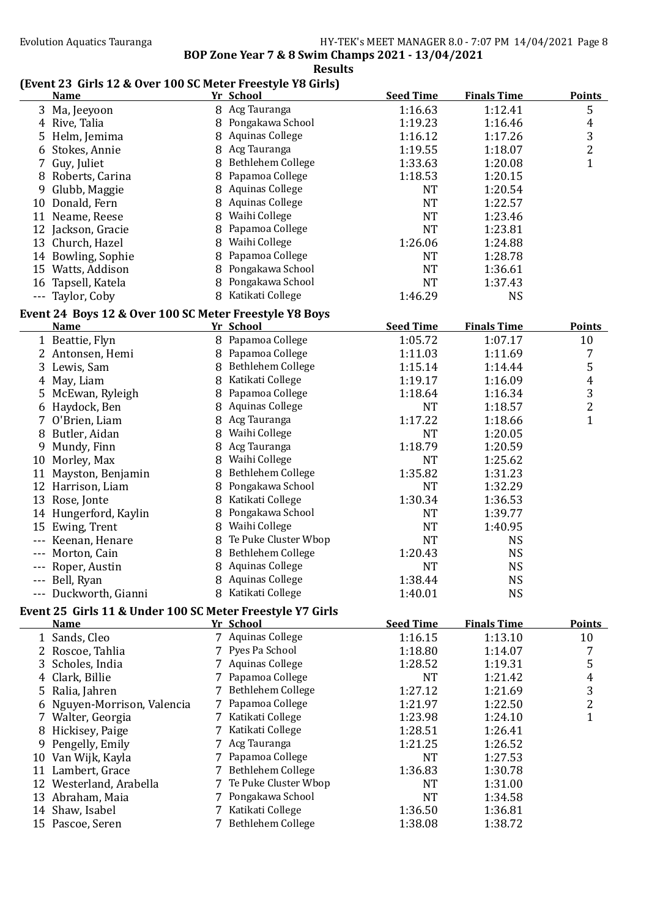**BOP Zone Year 7 & 8 Swim Champs 2021 - 13/04/2021**

**Results**

### (Event 23 Girls 12 & Over 100 SC Meter Freestyle Y8 Girls)

| | Name | Yr | School | Seed Time | Finals Time | Points |
|---|---|---|---|---|---|---|
| 3 | Ma, Jeeyoon | 8 | Acg Tauranga | 1:16.63 | 1:12.41 | 5 |
| 4 | Rive, Talia | 8 | Pongakawa School | 1:19.23 | 1:16.46 | 4 |
| 5 | Helm, Jemima | 8 | Aquinas College | 1:16.12 | 1:17.26 | 3 |
| 6 | Stokes, Annie | 8 | Acg Tauranga | 1:19.55 | 1:18.07 | 2 |
| 7 | Guy, Juliet | 8 | Bethlehem College | 1:33.63 | 1:20.08 | 1 |
| 8 | Roberts, Carina | 8 | Papamoa College | 1:18.53 | 1:20.15 | |
| 9 | Glubb, Maggie | 8 | Aquinas College | NT | 1:20.54 | |
| 10 | Donald, Fern | 8 | Aquinas College | NT | 1:22.57 | |
| 11 | Neame, Reese | 8 | Waihi College | NT | 1:23.46 | |
| 12 | Jackson, Gracie | 8 | Papamoa College | NT | 1:23.81 | |
| 13 | Church, Hazel | 8 | Waihi College | 1:26.06 | 1:24.88 | |
| 14 | Bowling, Sophie | 8 | Papamoa College | NT | 1:28.78 | |
| 15 | Watts, Addison | 8 | Pongakawa School | NT | 1:36.61 | |
| 16 | Tapsell, Katela | 8 | Pongakawa School | NT | 1:37.43 | |
| --- | Taylor, Coby | 8 | Katikati College | 1:46.29 | NS | |

### Event 24 Boys 12 & Over 100 SC Meter Freestyle Y8 Boys

| | Name | Yr | School | Seed Time | Finals Time | Points |
|---|---|---|---|---|---|---|
| 1 | Beattie, Flyn | 8 | Papamoa College | 1:05.72 | 1:07.17 | 10 |
| 2 | Antonsen, Hemi | 8 | Papamoa College | 1:11.03 | 1:11.69 | 7 |
| 3 | Lewis, Sam | 8 | Bethlehem College | 1:15.14 | 1:14.44 | 5 |
| 4 | May, Liam | 8 | Katikati College | 1:19.17 | 1:16.09 | 4 |
| 5 | McEwan, Ryleigh | 8 | Papamoa College | 1:18.64 | 1:16.34 | 3 |
| 6 | Haydock, Ben | 8 | Aquinas College | NT | 1:18.57 | 2 |
| 7 | O'Brien, Liam | 8 | Acg Tauranga | 1:17.22 | 1:18.66 | 1 |
| 8 | Butler, Aidan | 8 | Waihi College | NT | 1:20.05 | |
| 9 | Mundy, Finn | 8 | Acg Tauranga | 1:18.79 | 1:20.59 | |
| 10 | Morley, Max | 8 | Waihi College | NT | 1:25.62 | |
| 11 | Mayston, Benjamin | 8 | Bethlehem College | 1:35.82 | 1:31.23 | |
| 12 | Harrison, Liam | 8 | Pongakawa School | NT | 1:32.29 | |
| 13 | Rose, Jonte | 8 | Katikati College | 1:30.34 | 1:36.53 | |
| 14 | Hungerford, Kaylin | 8 | Pongakawa School | NT | 1:39.77 | |
| 15 | Ewing, Trent | 8 | Waihi College | NT | 1:40.95 | |
| --- | Keenan, Henare | 8 | Te Puke Cluster Wbop | NT | NS | |
| --- | Morton, Cain | 8 | Bethlehem College | 1:20.43 | NS | |
| --- | Roper, Austin | 8 | Aquinas College | NT | NS | |
| --- | Bell, Ryan | 8 | Aquinas College | 1:38.44 | NS | |
| --- | Duckworth, Gianni | 8 | Katikati College | 1:40.01 | NS | |

### Event 25 Girls 11 & Under 100 SC Meter Freestyle Y7 Girls

| | Name | Yr | School | Seed Time | Finals Time | Points |
|---|---|---|---|---|---|---|
| 1 | Sands, Cleo | 7 | Aquinas College | 1:16.15 | 1:13.10 | 10 |
| 2 | Roscoe, Tahlia | 7 | Pyes Pa School | 1:18.80 | 1:14.07 | 7 |
| 3 | Scholes, India | 7 | Aquinas College | 1:28.52 | 1:19.31 | 5 |
| 4 | Clark, Billie | 7 | Papamoa College | NT | 1:21.42 | 4 |
| 5 | Ralia, Jahren | 7 | Bethlehem College | 1:27.12 | 1:21.69 | 3 |
| 6 | Nguyen-Morrison, Valencia | 7 | Papamoa College | 1:21.97 | 1:22.50 | 2 |
| 7 | Walter, Georgia | 7 | Katikati College | 1:23.98 | 1:24.10 | 1 |
| 8 | Hickisey, Paige | 7 | Katikati College | 1:28.51 | 1:26.41 | |
| 9 | Pengelly, Emily | 7 | Acg Tauranga | 1:21.25 | 1:26.52 | |
| 10 | Van Wijk, Kayla | 7 | Papamoa College | NT | 1:27.53 | |
| 11 | Lambert, Grace | 7 | Bethlehem College | 1:36.83 | 1:30.78 | |
| 12 | Westerland, Arabella | 7 | Te Puke Cluster Wbop | NT | 1:31.00 | |
| 13 | Abraham, Maia | 7 | Pongakawa School | NT | 1:34.58 | |
| 14 | Shaw, Isabel | 7 | Katikati College | 1:36.50 | 1:36.81 | |
| 15 | Pascoe, Seren | 7 | Bethlehem College | 1:38.08 | 1:38.72 | |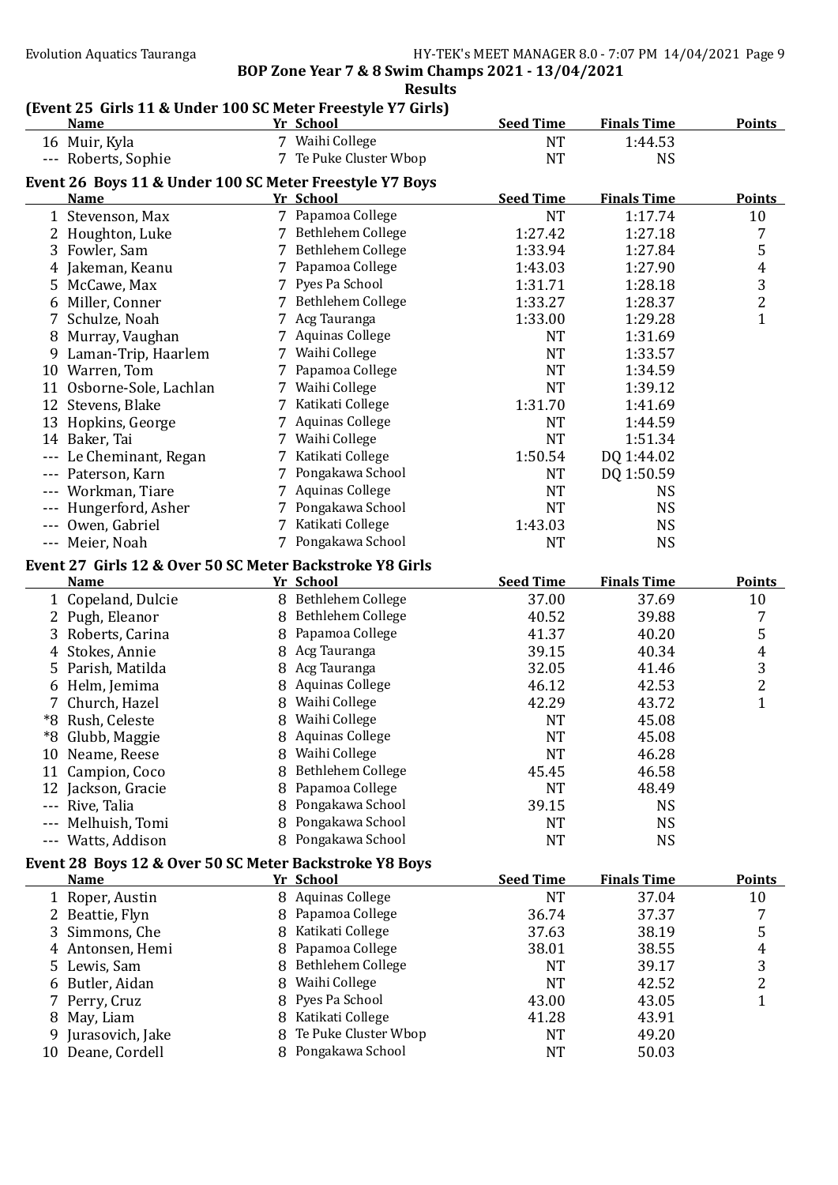**BOP Zone Year 7 & 8 Swim Champs 2021 - 13/04/2021**

**Results**

### (Event 25 Girls 11 & Under 100 SC Meter Freestyle Y7 Girls)

| | Name | Yr | School | Seed Time | Finals Time | Points |
|---|---|---|---|---|---|---|
| 16 | Muir, Kyla | 7 | Waihi College | NT | 1:44.53 | |
| --- | Roberts, Sophie | 7 | Te Puke Cluster Wbop | NT | NS | |

### Event 26 Boys 11 & Under 100 SC Meter Freestyle Y7 Boys

| | Name | Yr | School | Seed Time | Finals Time | Points |
|---|---|---|---|---|---|---|
| 1 | Stevenson, Max | 7 | Papamoa College | NT | 1:17.74 | 10 |
| 2 | Houghton, Luke | 7 | Bethlehem College | 1:27.42 | 1:27.18 | 7 |
| 3 | Fowler, Sam | 7 | Bethlehem College | 1:33.94 | 1:27.84 | 5 |
| 4 | Jakeman, Keanu | 7 | Papamoa College | 1:43.03 | 1:27.90 | 4 |
| 5 | McCawe, Max | 7 | Pyes Pa School | 1:31.71 | 1:28.18 | 3 |
| 6 | Miller, Conner | 7 | Bethlehem College | 1:33.27 | 1:28.37 | 2 |
| 7 | Schulze, Noah | 7 | Acg Tauranga | 1:33.00 | 1:29.28 | 1 |
| 8 | Murray, Vaughan | 7 | Aquinas College | NT | 1:31.69 | |
| 9 | Laman-Trip, Haarlem | 7 | Waihi College | NT | 1:33.57 | |
| 10 | Warren, Tom | 7 | Papamoa College | NT | 1:34.59 | |
| 11 | Osborne-Sole, Lachlan | 7 | Waihi College | NT | 1:39.12 | |
| 12 | Stevens, Blake | 7 | Katikati College | 1:31.70 | 1:41.69 | |
| 13 | Hopkins, George | 7 | Aquinas College | NT | 1:44.59 | |
| 14 | Baker, Tai | 7 | Waihi College | NT | 1:51.34 | |
| --- | Le Cheminant, Regan | 7 | Katikati College | 1:50.54 | DQ 1:44.02 | |
| --- | Paterson, Karn | 7 | Pongakawa School | NT | DQ 1:50.59 | |
| --- | Workman, Tiare | 7 | Aquinas College | NT | NS | |
| --- | Hungerford, Asher | 7 | Pongakawa School | NT | NS | |
| --- | Owen, Gabriel | 7 | Katikati College | 1:43.03 | NS | |
| --- | Meier, Noah | 7 | Pongakawa School | NT | NS | |

### Event 27 Girls 12 & Over 50 SC Meter Backstroke Y8 Girls

| | Name | Yr | School | Seed Time | Finals Time | Points |
|---|---|---|---|---|---|---|
| 1 | Copeland, Dulcie | 8 | Bethlehem College | 37.00 | 37.69 | 10 |
| 2 | Pugh, Eleanor | 8 | Bethlehem College | 40.52 | 39.88 | 7 |
| 3 | Roberts, Carina | 8 | Papamoa College | 41.37 | 40.20 | 5 |
| 4 | Stokes, Annie | 8 | Acg Tauranga | 39.15 | 40.34 | 4 |
| 5 | Parish, Matilda | 8 | Acg Tauranga | 32.05 | 41.46 | 3 |
| 6 | Helm, Jemima | 8 | Aquinas College | 46.12 | 42.53 | 2 |
| 7 | Church, Hazel | 8 | Waihi College | 42.29 | 43.72 | 1 |
| *8 | Rush, Celeste | 8 | Waihi College | NT | 45.08 | |
| *8 | Glubb, Maggie | 8 | Aquinas College | NT | 45.08 | |
| 10 | Neame, Reese | 8 | Waihi College | NT | 46.28 | |
| 11 | Campion, Coco | 8 | Bethlehem College | 45.45 | 46.58 | |
| 12 | Jackson, Gracie | 8 | Papamoa College | NT | 48.49 | |
| --- | Rive, Talia | 8 | Pongakawa School | 39.15 | NS | |
| --- | Melhuish, Tomi | 8 | Pongakawa School | NT | NS | |
| --- | Watts, Addison | 8 | Pongakawa School | NT | NS | |

### Event 28 Boys 12 & Over 50 SC Meter Backstroke Y8 Boys

| | Name | Yr | School | Seed Time | Finals Time | Points |
|---|---|---|---|---|---|---|
| 1 | Roper, Austin | 8 | Aquinas College | NT | 37.04 | 10 |
| 2 | Beattie, Flyn | 8 | Papamoa College | 36.74 | 37.37 | 7 |
| 3 | Simmons, Che | 8 | Katikati College | 37.63 | 38.19 | 5 |
| 4 | Antonsen, Hemi | 8 | Papamoa College | 38.01 | 38.55 | 4 |
| 5 | Lewis, Sam | 8 | Bethlehem College | NT | 39.17 | 3 |
| 6 | Butler, Aidan | 8 | Waihi College | NT | 42.52 | 2 |
| 7 | Perry, Cruz | 8 | Pyes Pa School | 43.00 | 43.05 | 1 |
| 8 | May, Liam | 8 | Katikati College | 41.28 | 43.91 | |
| 9 | Jurasovich, Jake | 8 | Te Puke Cluster Wbop | NT | 49.20 | |
| 10 | Deane, Cordell | 8 | Pongakawa School | NT | 50.03 | |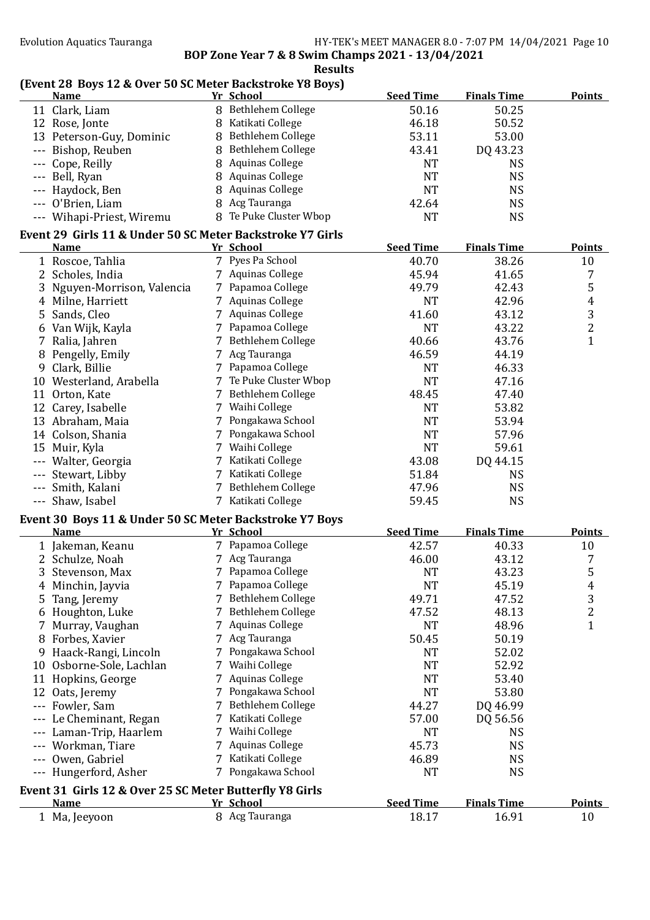BOP Zone Year 7 & 8 Swim Champs 2021 - 13/04/2021

**Results**

### (Event 28 Boys 12 & Over 50 SC Meter Backstroke Y8 Boys)

| | Name | Yr | School | Seed Time | Finals Time | Points |
|---|---|---|---|---|---|---|
| 11 | Clark, Liam | 8 | Bethlehem College | 50.16 | 50.25 | |
| 12 | Rose, Jonte | 8 | Katikati College | 46.18 | 50.52 | |
| 13 | Peterson-Guy, Dominic | 8 | Bethlehem College | 53.11 | 53.00 | |
| --- | Bishop, Reuben | 8 | Bethlehem College | 43.41 | DQ 43.23 | |
| --- | Cope, Reilly | 8 | Aquinas College | NT | NS | |
| --- | Bell, Ryan | 8 | Aquinas College | NT | NS | |
| --- | Haydock, Ben | 8 | Aquinas College | NT | NS | |
| --- | O'Brien, Liam | 8 | Acg Tauranga | 42.64 | NS | |
| --- | Wihapi-Priest, Wiremu | 8 | Te Puke Cluster Wbop | NT | NS | |

### Event 29 Girls 11 & Under 50 SC Meter Backstroke Y7 Girls

| | Name | Yr | School | Seed Time | Finals Time | Points |
|---|---|---|---|---|---|---|
| 1 | Roscoe, Tahlia | 7 | Pyes Pa School | 40.70 | 38.26 | 10 |
| 2 | Scholes, India | 7 | Aquinas College | 45.94 | 41.65 | 7 |
| 3 | Nguyen-Morrison, Valencia | 7 | Papamoa College | 49.79 | 42.43 | 5 |
| 4 | Milne, Harriett | 7 | Aquinas College | NT | 42.96 | 4 |
| 5 | Sands, Cleo | 7 | Aquinas College | 41.60 | 43.12 | 3 |
| 6 | Van Wijk, Kayla | 7 | Papamoa College | NT | 43.22 | 2 |
| 7 | Ralia, Jahren | 7 | Bethlehem College | 40.66 | 43.76 | 1 |
| 8 | Pengelly, Emily | 7 | Acg Tauranga | 46.59 | 44.19 | |
| 9 | Clark, Billie | 7 | Papamoa College | NT | 46.33 | |
| 10 | Westerland, Arabella | 7 | Te Puke Cluster Wbop | NT | 47.16 | |
| 11 | Orton, Kate | 7 | Bethlehem College | 48.45 | 47.40 | |
| 12 | Carey, Isabelle | 7 | Waihi College | NT | 53.82 | |
| 13 | Abraham, Maia | 7 | Pongakawa School | NT | 53.94 | |
| 14 | Colson, Shania | 7 | Pongakawa School | NT | 57.96 | |
| 15 | Muir, Kyla | 7 | Waihi College | NT | 59.61 | |
| --- | Walter, Georgia | 7 | Katikati College | 43.08 | DQ 44.15 | |
| --- | Stewart, Libby | 7 | Katikati College | 51.84 | NS | |
| --- | Smith, Kalani | 7 | Bethlehem College | 47.96 | NS | |
| --- | Shaw, Isabel | 7 | Katikati College | 59.45 | NS | |

### Event 30 Boys 11 & Under 50 SC Meter Backstroke Y7 Boys

| | Name | Yr | School | Seed Time | Finals Time | Points |
|---|---|---|---|---|---|---|
| 1 | Jakeman, Keanu | 7 | Papamoa College | 42.57 | 40.33 | 10 |
| 2 | Schulze, Noah | 7 | Acg Tauranga | 46.00 | 43.12 | 7 |
| 3 | Stevenson, Max | 7 | Papamoa College | NT | 43.23 | 5 |
| 4 | Minchin, Jayvia | 7 | Papamoa College | NT | 45.19 | 4 |
| 5 | Tang, Jeremy | 7 | Bethlehem College | 49.71 | 47.52 | 3 |
| 6 | Houghton, Luke | 7 | Bethlehem College | 47.52 | 48.13 | 2 |
| 7 | Murray, Vaughan | 7 | Aquinas College | NT | 48.96 | 1 |
| 8 | Forbes, Xavier | 7 | Acg Tauranga | 50.45 | 50.19 | |
| 9 | Haack-Rangi, Lincoln | 7 | Pongakawa School | NT | 52.02 | |
| 10 | Osborne-Sole, Lachlan | 7 | Waihi College | NT | 52.92 | |
| 11 | Hopkins, George | 7 | Aquinas College | NT | 53.40 | |
| 12 | Oats, Jeremy | 7 | Pongakawa School | NT | 53.80 | |
| --- | Fowler, Sam | 7 | Bethlehem College | 44.27 | DQ 46.99 | |
| --- | Le Cheminant, Regan | 7 | Katikati College | 57.00 | DQ 56.56 | |
| --- | Laman-Trip, Haarlem | 7 | Waihi College | NT | NS | |
| --- | Workman, Tiare | 7 | Aquinas College | 45.73 | NS | |
| --- | Owen, Gabriel | 7 | Katikati College | 46.89 | NS | |
| --- | Hungerford, Asher | 7 | Pongakawa School | NT | NS | |

### Event 31 Girls 12 & Over 25 SC Meter Butterfly Y8 Girls

| | Name | Yr | School | Seed Time | Finals Time | Points |
|---|---|---|---|---|---|---|
| 1 | Ma, Jeeyoon | 8 | Acg Tauranga | 18.17 | 16.91 | 10 |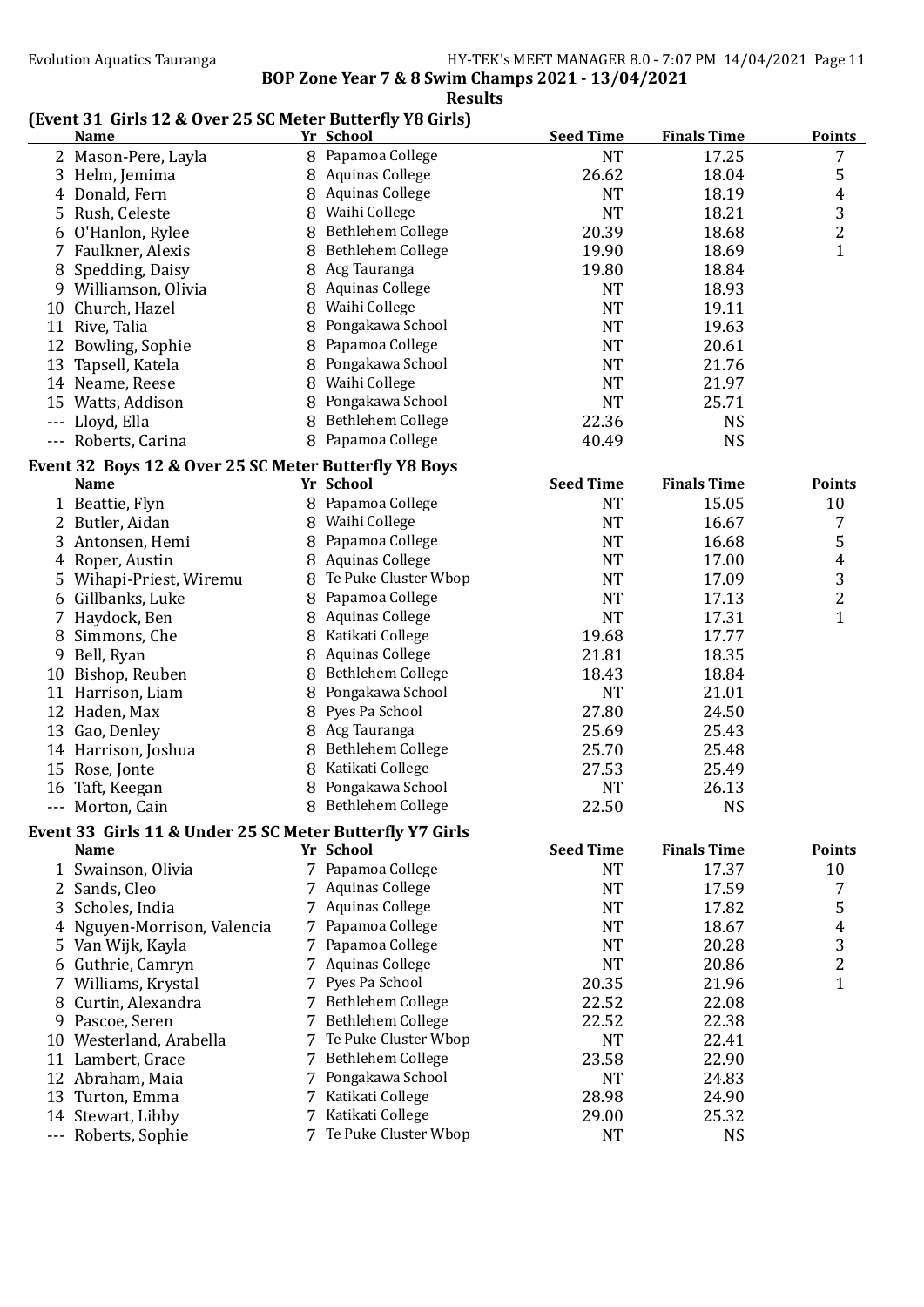## BOP Zone Year 7 & 8 Swim Champs 2021 - 13/04/2021

### Results

### (Event 31 Girls 12 & Over 25 SC Meter Butterfly Y8 Girls)

| | Name | Yr | School | Seed Time | Finals Time | Points |
|---|---|---|---|---|---|---|
| 2 | Mason-Pere, Layla | 8 | Papamoa College | NT | 17.25 | 7 |
| 3 | Helm, Jemima | 8 | Aquinas College | 26.62 | 18.04 | 5 |
| 4 | Donald, Fern | 8 | Aquinas College | NT | 18.19 | 4 |
| 5 | Rush, Celeste | 8 | Waihi College | NT | 18.21 | 3 |
| 6 | O'Hanlon, Rylee | 8 | Bethlehem College | 20.39 | 18.68 | 2 |
| 7 | Faulkner, Alexis | 8 | Bethlehem College | 19.90 | 18.69 | 1 |
| 8 | Spedding, Daisy | 8 | Acg Tauranga | 19.80 | 18.84 | |
| 9 | Williamson, Olivia | 8 | Aquinas College | NT | 18.93 | |
| 10 | Church, Hazel | 8 | Waihi College | NT | 19.11 | |
| 11 | Rive, Talia | 8 | Pongakawa School | NT | 19.63 | |
| 12 | Bowling, Sophie | 8 | Papamoa College | NT | 20.61 | |
| 13 | Tapsell, Katela | 8 | Pongakawa School | NT | 21.76 | |
| 14 | Neame, Reese | 8 | Waihi College | NT | 21.97 | |
| 15 | Watts, Addison | 8 | Pongakawa School | NT | 25.71 | |
| --- | Lloyd, Ella | 8 | Bethlehem College | 22.36 | NS | |
| --- | Roberts, Carina | 8 | Papamoa College | 40.49 | NS | |

### Event 32 Boys 12 & Over 25 SC Meter Butterfly Y8 Boys

| | Name | Yr | School | Seed Time | Finals Time | Points |
|---|---|---|---|---|---|---|
| 1 | Beattie, Flyn | 8 | Papamoa College | NT | 15.05 | 10 |
| 2 | Butler, Aidan | 8 | Waihi College | NT | 16.67 | 7 |
| 3 | Antonsen, Hemi | 8 | Papamoa College | NT | 16.68 | 5 |
| 4 | Roper, Austin | 8 | Aquinas College | NT | 17.00 | 4 |
| 5 | Wihapi-Priest, Wiremu | 8 | Te Puke Cluster Wbop | NT | 17.09 | 3 |
| 6 | Gillbanks, Luke | 8 | Papamoa College | NT | 17.13 | 2 |
| 7 | Haydock, Ben | 8 | Aquinas College | NT | 17.31 | 1 |
| 8 | Simmons, Che | 8 | Katikati College | 19.68 | 17.77 | |
| 9 | Bell, Ryan | 8 | Aquinas College | 21.81 | 18.35 | |
| 10 | Bishop, Reuben | 8 | Bethlehem College | 18.43 | 18.84 | |
| 11 | Harrison, Liam | 8 | Pongakawa School | NT | 21.01 | |
| 12 | Haden, Max | 8 | Pyes Pa School | 27.80 | 24.50 | |
| 13 | Gao, Denley | 8 | Acg Tauranga | 25.69 | 25.43 | |
| 14 | Harrison, Joshua | 8 | Bethlehem College | 25.70 | 25.48 | |
| 15 | Rose, Jonte | 8 | Katikati College | 27.53 | 25.49 | |
| 16 | Taft, Keegan | 8 | Pongakawa School | NT | 26.13 | |
| --- | Morton, Cain | 8 | Bethlehem College | 22.50 | NS | |

### Event 33 Girls 11 & Under 25 SC Meter Butterfly Y7 Girls

| | Name | Yr | School | Seed Time | Finals Time | Points |
|---|---|---|---|---|---|---|
| 1 | Swainson, Olivia | 7 | Papamoa College | NT | 17.37 | 10 |
| 2 | Sands, Cleo | 7 | Aquinas College | NT | 17.59 | 7 |
| 3 | Scholes, India | 7 | Aquinas College | NT | 17.82 | 5 |
| 4 | Nguyen-Morrison, Valencia | 7 | Papamoa College | NT | 18.67 | 4 |
| 5 | Van Wijk, Kayla | 7 | Papamoa College | NT | 20.28 | 3 |
| 6 | Guthrie, Camryn | 7 | Aquinas College | NT | 20.86 | 2 |
| 7 | Williams, Krystal | 7 | Pyes Pa School | 20.35 | 21.96 | 1 |
| 8 | Curtin, Alexandra | 7 | Bethlehem College | 22.52 | 22.08 | |
| 9 | Pascoe, Seren | 7 | Bethlehem College | 22.52 | 22.38 | |
| 10 | Westerland, Arabella | 7 | Te Puke Cluster Wbop | NT | 22.41 | |
| 11 | Lambert, Grace | 7 | Bethlehem College | 23.58 | 22.90 | |
| 12 | Abraham, Maia | 7 | Pongakawa School | NT | 24.83 | |
| 13 | Turton, Emma | 7 | Katikati College | 28.98 | 24.90 | |
| 14 | Stewart, Libby | 7 | Katikati College | 29.00 | 25.32 | |
| --- | Roberts, Sophie | 7 | Te Puke Cluster Wbop | NT | NS | |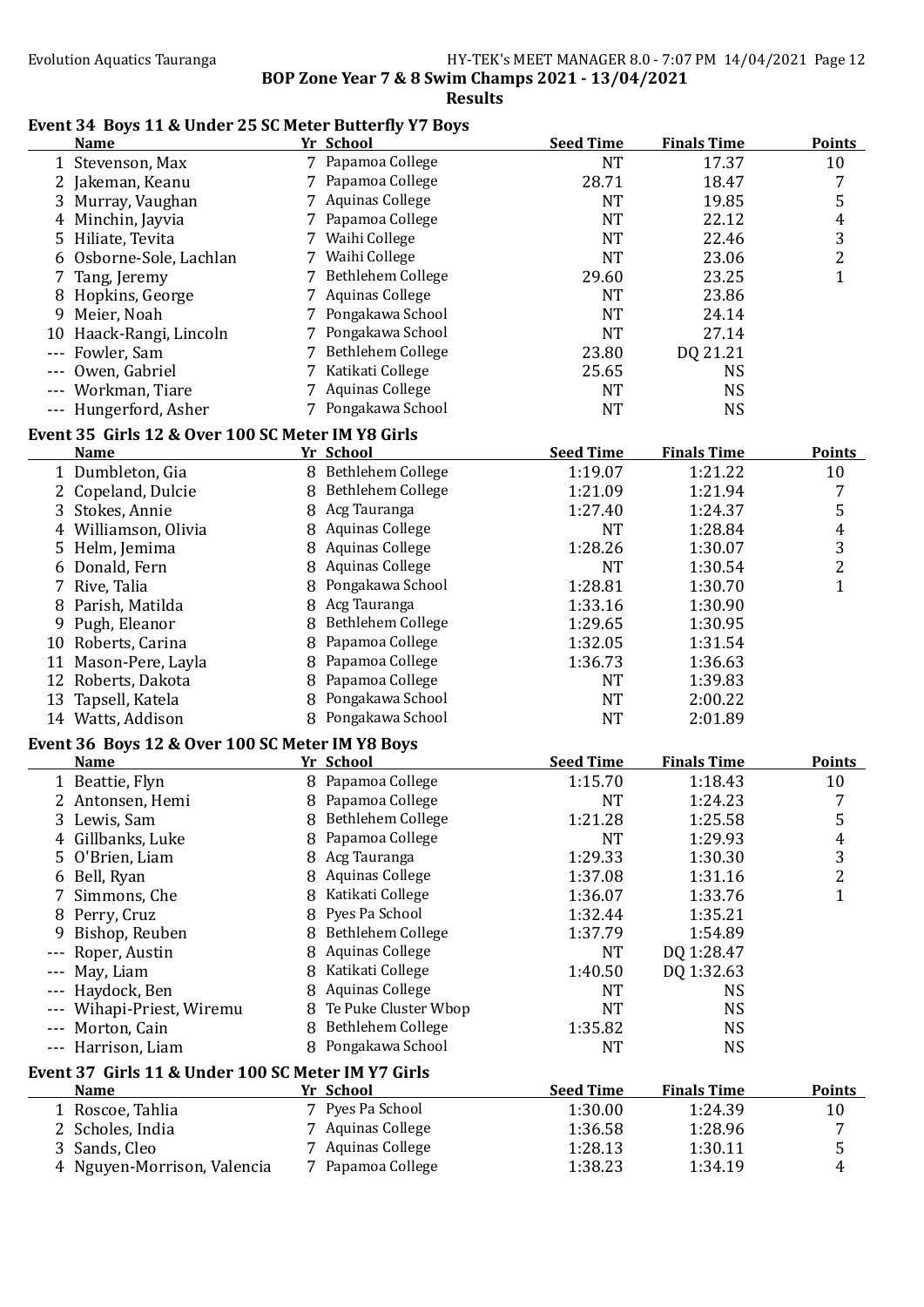**BOP Zone Year 7 & 8 Swim Champs 2021 - 13/04/2021**

**Results**

### Event 34 Boys 11 & Under 25 SC Meter Butterfly Y7 Boys

| | Name | Yr | School | Seed Time | Finals Time | Points |
|---|---|---|---|---|---|---|
| 1 | Stevenson, Max | 7 | Papamoa College | NT | 17.37 | 10 |
| 2 | Jakeman, Keanu | 7 | Papamoa College | 28.71 | 18.47 | 7 |
| 3 | Murray, Vaughan | 7 | Aquinas College | NT | 19.85 | 5 |
| 4 | Minchin, Jayvia | 7 | Papamoa College | NT | 22.12 | 4 |
| 5 | Hiliate, Tevita | 7 | Waihi College | NT | 22.46 | 3 |
| 6 | Osborne-Sole, Lachlan | 7 | Waihi College | NT | 23.06 | 2 |
| 7 | Tang, Jeremy | 7 | Bethlehem College | 29.60 | 23.25 | 1 |
| 8 | Hopkins, George | 7 | Aquinas College | NT | 23.86 | |
| 9 | Meier, Noah | 7 | Pongakawa School | NT | 24.14 | |
| 10 | Haack-Rangi, Lincoln | 7 | Pongakawa School | NT | 27.14 | |
| --- | Fowler, Sam | 7 | Bethlehem College | 23.80 | DQ 21.21 | |
| --- | Owen, Gabriel | 7 | Katikati College | 25.65 | NS | |
| --- | Workman, Tiare | 7 | Aquinas College | NT | NS | |
| --- | Hungerford, Asher | 7 | Pongakawa School | NT | NS | |

### Event 35 Girls 12 & Over 100 SC Meter IM Y8 Girls

| | Name | Yr | School | Seed Time | Finals Time | Points |
|---|---|---|---|---|---|---|
| 1 | Dumbleton, Gia | 8 | Bethlehem College | 1:19.07 | 1:21.22 | 10 |
| 2 | Copeland, Dulcie | 8 | Bethlehem College | 1:21.09 | 1:21.94 | 7 |
| 3 | Stokes, Annie | 8 | Acg Tauranga | 1:27.40 | 1:24.37 | 5 |
| 4 | Williamson, Olivia | 8 | Aquinas College | NT | 1:28.84 | 4 |
| 5 | Helm, Jemima | 8 | Aquinas College | 1:28.26 | 1:30.07 | 3 |
| 6 | Donald, Fern | 8 | Aquinas College | NT | 1:30.54 | 2 |
| 7 | Rive, Talia | 8 | Pongakawa School | 1:28.81 | 1:30.70 | 1 |
| 8 | Parish, Matilda | 8 | Acg Tauranga | 1:33.16 | 1:30.90 | |
| 9 | Pugh, Eleanor | 8 | Bethlehem College | 1:29.65 | 1:30.95 | |
| 10 | Roberts, Carina | 8 | Papamoa College | 1:32.05 | 1:31.54 | |
| 11 | Mason-Pere, Layla | 8 | Papamoa College | 1:36.73 | 1:36.63 | |
| 12 | Roberts, Dakota | 8 | Papamoa College | NT | 1:39.83 | |
| 13 | Tapsell, Katela | 8 | Pongakawa School | NT | 2:00.22 | |
| 14 | Watts, Addison | 8 | Pongakawa School | NT | 2:01.89 | |

### Event 36 Boys 12 & Over 100 SC Meter IM Y8 Boys

| | Name | Yr | School | Seed Time | Finals Time | Points |
|---|---|---|---|---|---|---|
| 1 | Beattie, Flyn | 8 | Papamoa College | 1:15.70 | 1:18.43 | 10 |
| 2 | Antonsen, Hemi | 8 | Papamoa College | NT | 1:24.23 | 7 |
| 3 | Lewis, Sam | 8 | Bethlehem College | 1:21.28 | 1:25.58 | 5 |
| 4 | Gillbanks, Luke | 8 | Papamoa College | NT | 1:29.93 | 4 |
| 5 | O'Brien, Liam | 8 | Acg Tauranga | 1:29.33 | 1:30.30 | 3 |
| 6 | Bell, Ryan | 8 | Aquinas College | 1:37.08 | 1:31.16 | 2 |
| 7 | Simmons, Che | 8 | Katikati College | 1:36.07 | 1:33.76 | 1 |
| 8 | Perry, Cruz | 8 | Pyes Pa School | 1:32.44 | 1:35.21 | |
| 9 | Bishop, Reuben | 8 | Bethlehem College | 1:37.79 | 1:54.89 | |
| --- | Roper, Austin | 8 | Aquinas College | NT | DQ 1:28.47 | |
| --- | May, Liam | 8 | Katikati College | 1:40.50 | DQ 1:32.63 | |
| --- | Haydock, Ben | 8 | Aquinas College | NT | NS | |
| --- | Wihapi-Priest, Wiremu | 8 | Te Puke Cluster Wbop | NT | NS | |
| --- | Morton, Cain | 8 | Bethlehem College | 1:35.82 | NS | |
| --- | Harrison, Liam | 8 | Pongakawa School | NT | NS | |

### Event 37 Girls 11 & Under 100 SC Meter IM Y7 Girls

| | Name | Yr | School | Seed Time | Finals Time | Points |
|---|---|---|---|---|---|---|
| 1 | Roscoe, Tahlia | 7 | Pyes Pa School | 1:30.00 | 1:24.39 | 10 |
| 2 | Scholes, India | 7 | Aquinas College | 1:36.58 | 1:28.96 | 7 |
| 3 | Sands, Cleo | 7 | Aquinas College | 1:28.13 | 1:30.11 | 5 |
| 4 | Nguyen-Morrison, Valencia | 7 | Papamoa College | 1:38.23 | 1:34.19 | 4 |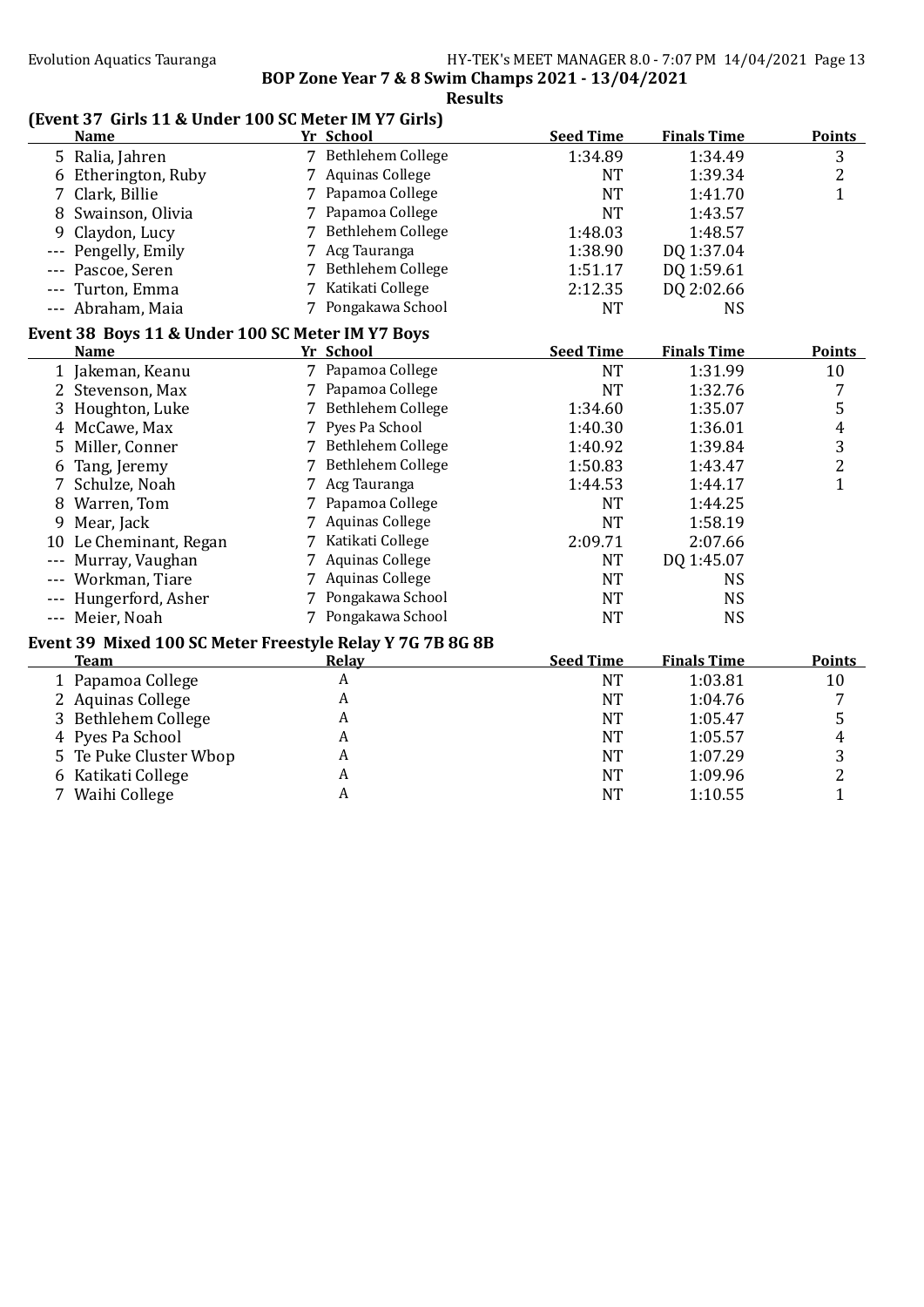**BOP Zone Year 7 & 8 Swim Champs 2021 - 13/04/2021**

**Results**

### (Event 37 Girls 11 & Under 100 SC Meter IM Y7 Girls)

| | Name | Yr | School | Seed Time | Finals Time | Points |
|---|---|---|---|---|---|---|
| 5 | Ralia, Jahren | 7 | Bethlehem College | 1:34.89 | 1:34.49 | 3 |
| 6 | Etherington, Ruby | 7 | Aquinas College | NT | 1:39.34 | 2 |
| 7 | Clark, Billie | 7 | Papamoa College | NT | 1:41.70 | 1 |
| 8 | Swainson, Olivia | 7 | Papamoa College | NT | 1:43.57 | |
| 9 | Claydon, Lucy | 7 | Bethlehem College | 1:48.03 | 1:48.57 | |
| --- | Pengelly, Emily | 7 | Acg Tauranga | 1:38.90 | DQ 1:37.04 | |
| --- | Pascoe, Seren | 7 | Bethlehem College | 1:51.17 | DQ 1:59.61 | |
| --- | Turton, Emma | 7 | Katikati College | 2:12.35 | DQ 2:02.66 | |
| --- | Abraham, Maia | 7 | Pongakawa School | NT | NS | |

### Event 38 Boys 11 & Under 100 SC Meter IM Y7 Boys

| | Name | Yr | School | Seed Time | Finals Time | Points |
|---|---|---|---|---|---|---|
| 1 | Jakeman, Keanu | 7 | Papamoa College | NT | 1:31.99 | 10 |
| 2 | Stevenson, Max | 7 | Papamoa College | NT | 1:32.76 | 7 |
| 3 | Houghton, Luke | 7 | Bethlehem College | 1:34.60 | 1:35.07 | 5 |
| 4 | McCawe, Max | 7 | Pyes Pa School | 1:40.30 | 1:36.01 | 4 |
| 5 | Miller, Conner | 7 | Bethlehem College | 1:40.92 | 1:39.84 | 3 |
| 6 | Tang, Jeremy | 7 | Bethlehem College | 1:50.83 | 1:43.47 | 2 |
| 7 | Schulze, Noah | 7 | Acg Tauranga | 1:44.53 | 1:44.17 | 1 |
| 8 | Warren, Tom | 7 | Papamoa College | NT | 1:44.25 | |
| 9 | Mear, Jack | 7 | Aquinas College | NT | 1:58.19 | |
| 10 | Le Cheminant, Regan | 7 | Katikati College | 2:09.71 | 2:07.66 | |
| --- | Murray, Vaughan | 7 | Aquinas College | NT | DQ 1:45.07 | |
| --- | Workman, Tiare | 7 | Aquinas College | NT | NS | |
| --- | Hungerford, Asher | 7 | Pongakawa School | NT | NS | |
| --- | Meier, Noah | 7 | Pongakawa School | NT | NS | |

### Event 39 Mixed 100 SC Meter Freestyle Relay Y 7G 7B 8G 8B

| | Team | Relay | Seed Time | Finals Time | Points |
|---|---|---|---|---|---|
| 1 | Papamoa College | A | NT | 1:03.81 | 10 |
| 2 | Aquinas College | A | NT | 1:04.76 | 7 |
| 3 | Bethlehem College | A | NT | 1:05.47 | 5 |
| 4 | Pyes Pa School | A | NT | 1:05.57 | 4 |
| 5 | Te Puke Cluster Wbop | A | NT | 1:07.29 | 3 |
| 6 | Katikati College | A | NT | 1:09.96 | 2 |
| 7 | Waihi College | A | NT | 1:10.55 | 1 |